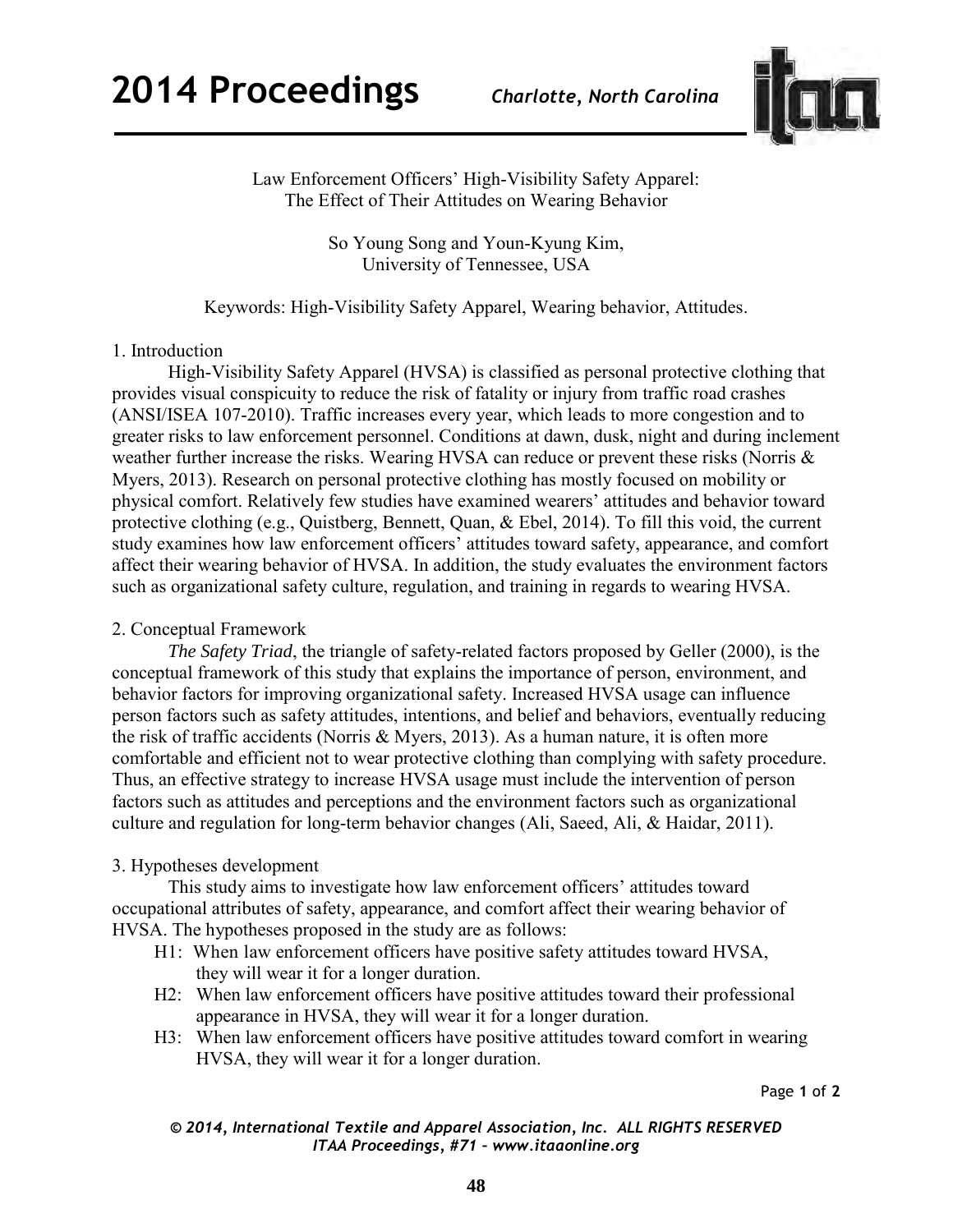# Law Enforcement Officers' High-Visibility Safety Apparel: The Effect of Their Attitudes on Wearing Behavior

So Young Song and Youn-Kyung Kim,
University of Tennessee, USA

Keywords: High-Visibility Safety Apparel, Wearing behavior, Attitudes.

## 1. Introduction

High-Visibility Safety Apparel (HVSA) is classified as personal protective clothing that provides visual conspicuity to reduce the risk of fatality or injury from traffic road crashes (ANSI/ISEA 107-2010). Traffic increases every year, which leads to more congestion and to greater risks to law enforcement personnel. Conditions at dawn, dusk, night and during inclement weather further increase the risks. Wearing HVSA can reduce or prevent these risks (Norris & Myers, 2013). Research on personal protective clothing has mostly focused on mobility or physical comfort. Relatively few studies have examined wearers' attitudes and behavior toward protective clothing (e.g., Quistberg, Bennett, Quan, & Ebel, 2014). To fill this void, the current study examines how law enforcement officers' attitudes toward safety, appearance, and comfort affect their wearing behavior of HVSA. In addition, the study evaluates the environment factors such as organizational safety culture, regulation, and training in regards to wearing HVSA.

## 2. Conceptual Framework

*The Safety Triad*, the triangle of safety-related factors proposed by Geller (2000), is the conceptual framework of this study that explains the importance of person, environment, and behavior factors for improving organizational safety. Increased HVSA usage can influence person factors such as safety attitudes, intentions, and belief and behaviors, eventually reducing the risk of traffic accidents (Norris & Myers, 2013). As a human nature, it is often more comfortable and efficient not to wear protective clothing than complying with safety procedure. Thus, an effective strategy to increase HVSA usage must include the intervention of person factors such as attitudes and perceptions and the environment factors such as organizational culture and regulation for long-term behavior changes (Ali, Saeed, Ali, & Haidar, 2011).

## 3. Hypotheses development

This study aims to investigate how law enforcement officers' attitudes toward occupational attributes of safety, appearance, and comfort affect their wearing behavior of HVSA. The hypotheses proposed in the study are as follows:

- H1: When law enforcement officers have positive safety attitudes toward HVSA, they will wear it for a longer duration.
- H2: When law enforcement officers have positive attitudes toward their professional appearance in HVSA, they will wear it for a longer duration.
- H3: When law enforcement officers have positive attitudes toward comfort in wearing HVSA, they will wear it for a longer duration.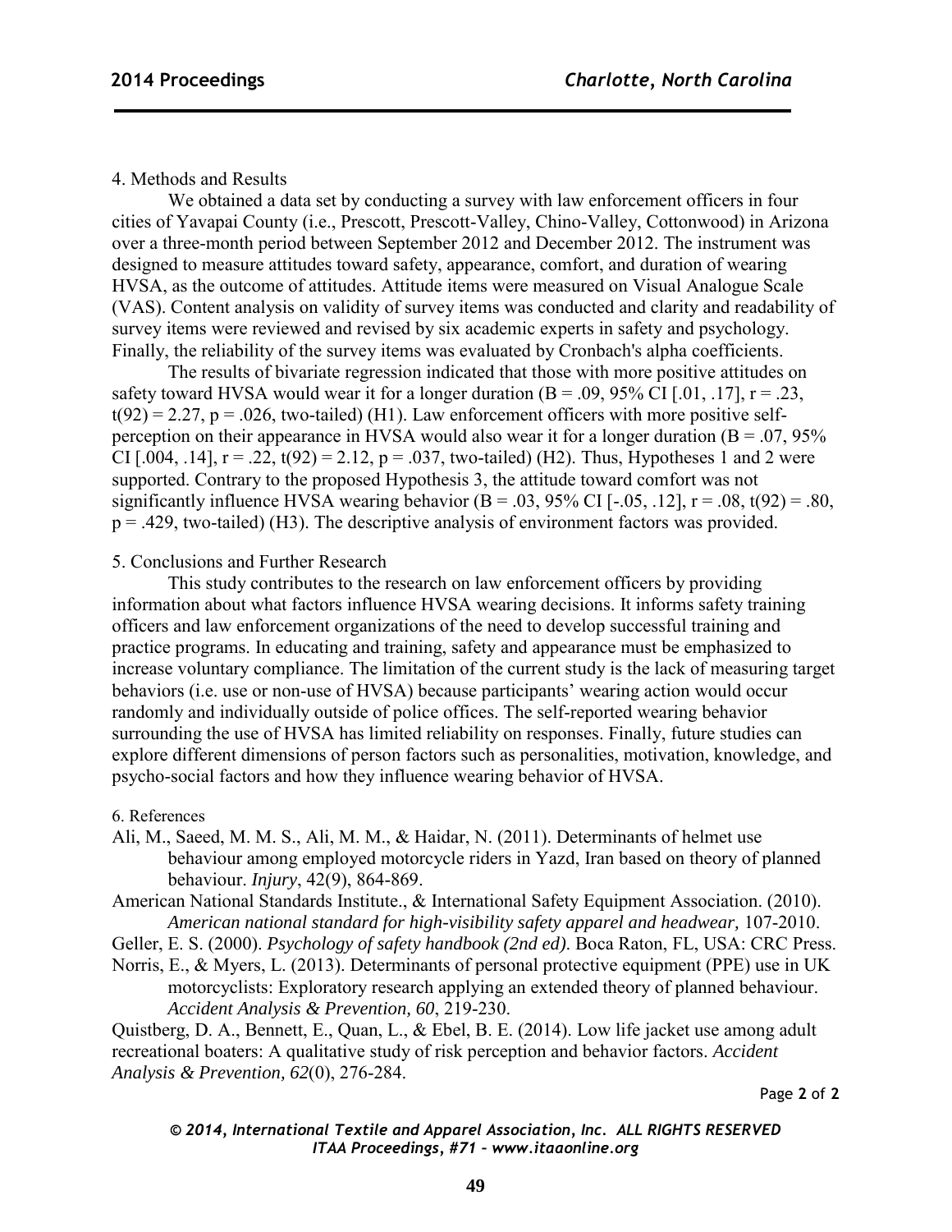## 4. Methods and Results

We obtained a data set by conducting a survey with law enforcement officers in four cities of Yavapai County (i.e., Prescott, Prescott-Valley, Chino-Valley, Cottonwood) in Arizona over a three-month period between September 2012 and December 2012. The instrument was designed to measure attitudes toward safety, appearance, comfort, and duration of wearing HVSA, as the outcome of attitudes. Attitude items were measured on Visual Analogue Scale (VAS). Content analysis on validity of survey items was conducted and clarity and readability of survey items were reviewed and revised by six academic experts in safety and psychology. Finally, the reliability of the survey items was evaluated by Cronbach's alpha coefficients.

The results of bivariate regression indicated that those with more positive attitudes on safety toward HVSA would wear it for a longer duration ($B = .09$, 95% CI [.01, .17], $r = .23$, $t(92) = 2.27$, $p = .026$, two-tailed) (H1). Law enforcement officers with more positive self-perception on their appearance in HVSA would also wear it for a longer duration ($B = .07$, 95% CI [.004, .14], $r = .22$, $t(92) = 2.12$, $p = .037$, two-tailed) (H2). Thus, Hypotheses 1 and 2 were supported. Contrary to the proposed Hypothesis 3, the attitude toward comfort was not significantly influence HVSA wearing behavior ($B = .03$, 95% CI [-.05, .12], $r = .08$, $t(92) = .80$, $p = .429$, two-tailed) (H3). The descriptive analysis of environment factors was provided.

## 5. Conclusions and Further Research

This study contributes to the research on law enforcement officers by providing information about what factors influence HVSA wearing decisions. It informs safety training officers and law enforcement organizations of the need to develop successful training and practice programs. In educating and training, safety and appearance must be emphasized to increase voluntary compliance. The limitation of the current study is the lack of measuring target behaviors (i.e. use or non-use of HVSA) because participants' wearing action would occur randomly and individually outside of police offices. The self-reported wearing behavior surrounding the use of HVSA has limited reliability on responses. Finally, future studies can explore different dimensions of person factors such as personalities, motivation, knowledge, and psycho-social factors and how they influence wearing behavior of HVSA.

## 6. References

Ali, M., Saeed, M. M. S., Ali, M. M., & Haidar, N. (2011). Determinants of helmet use behaviour among employed motorcycle riders in Yazd, Iran based on theory of planned behaviour. *Injury*, 42(9), 864-869.

American National Standards Institute., & International Safety Equipment Association. (2010). *American national standard for high-visibility safety apparel and headwear,* 107-2010.

Geller, E. S. (2000). *Psychology of safety handbook (2nd ed).* Boca Raton, FL, USA: CRC Press.

Norris, E., & Myers, L. (2013). Determinants of personal protective equipment (PPE) use in UK motorcyclists: Exploratory research applying an extended theory of planned behaviour. *Accident Analysis & Prevention, 60*, 219-230.

Quistberg, D. A., Bennett, E., Quan, L., & Ebel, B. E. (2014). Low life jacket use among adult recreational boaters: A qualitative study of risk perception and behavior factors. *Accident Analysis & Prevention, 62*(0), 276-284.